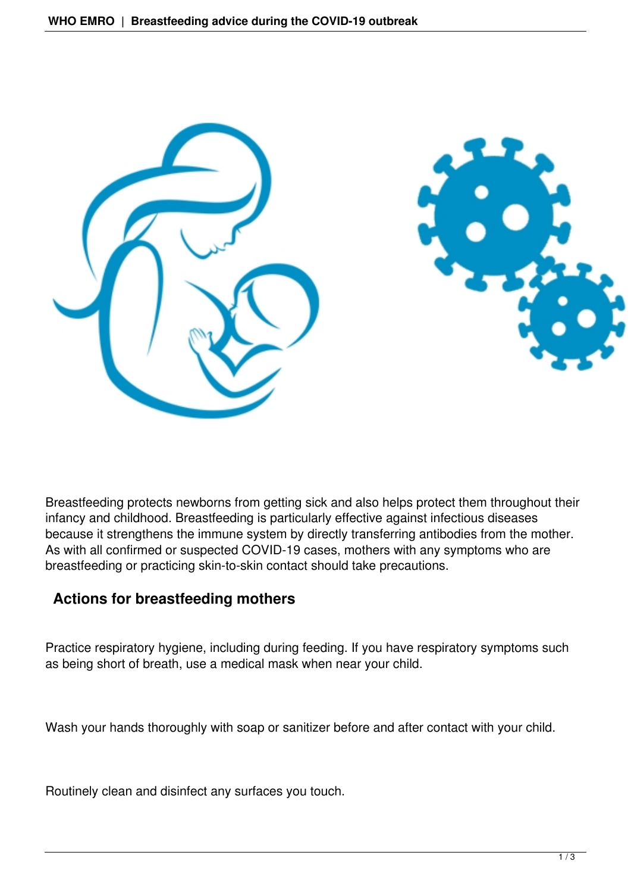Breastfeeding protects newborns from getting sick and also helps protect them throughout their infancy and childhood. Breastfeeding is particularly effective against infectious diseases because it strengthens the immune system by directly transferring antibodies from the mother. As with all confirmed or suspected COVID-19 cases, mothers with any symptoms who are breastfeeding or practicing skin-to-skin contact should take precautions.

## Actions for breastfeeding mothers

Practice respiratory hygiene, including during feeding. If you have respiratory symptoms such as being short of breath, use a medical mask when near your child.

Wash your hands thoroughly with soap or sanitizer before and after contact with your child.

Routinely clean and disinfect any surfaces you touch.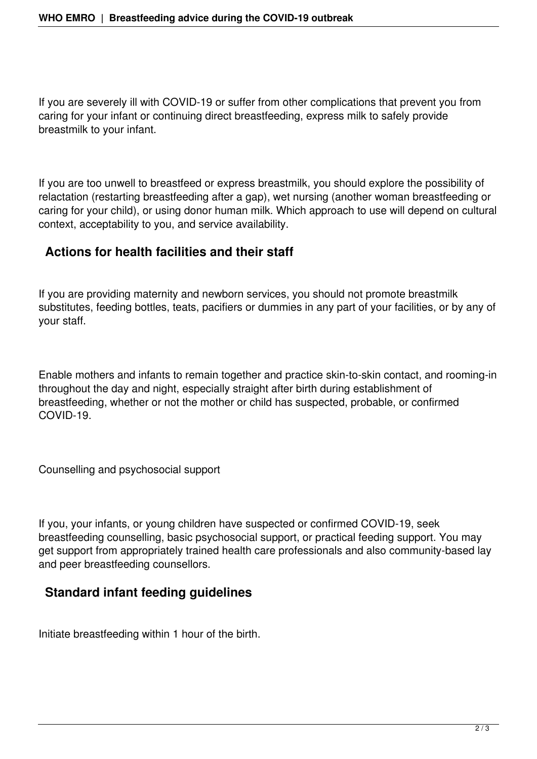If you are severely ill with COVID-19 or suffer from other complications that prevent you from caring for your infant or continuing direct breastfeeding, express milk to safely provide breastmilk to your infant.

If you are too unwell to breastfeed or express breastmilk, you should explore the possibility of relactation (restarting breastfeeding after a gap), wet nursing (another woman breastfeeding or caring for your child), or using donor human milk. Which approach to use will depend on cultural context, acceptability to you, and service availability.

## Actions for health facilities and their staff

If you are providing maternity and newborn services, you should not promote breastmilk substitutes, feeding bottles, teats, pacifiers or dummies in any part of your facilities, or by any of your staff.

Enable mothers and infants to remain together and practice skin-to-skin contact, and rooming-in throughout the day and night, especially straight after birth during establishment of breastfeeding, whether or not the mother or child has suspected, probable, or confirmed COVID-19.

Counselling and psychosocial support

If you, your infants, or young children have suspected or confirmed COVID-19, seek breastfeeding counselling, basic psychosocial support, or practical feeding support. You may get support from appropriately trained health care professionals and also community-based lay and peer breastfeeding counsellors.

## Standard infant feeding guidelines

Initiate breastfeeding within 1 hour of the birth.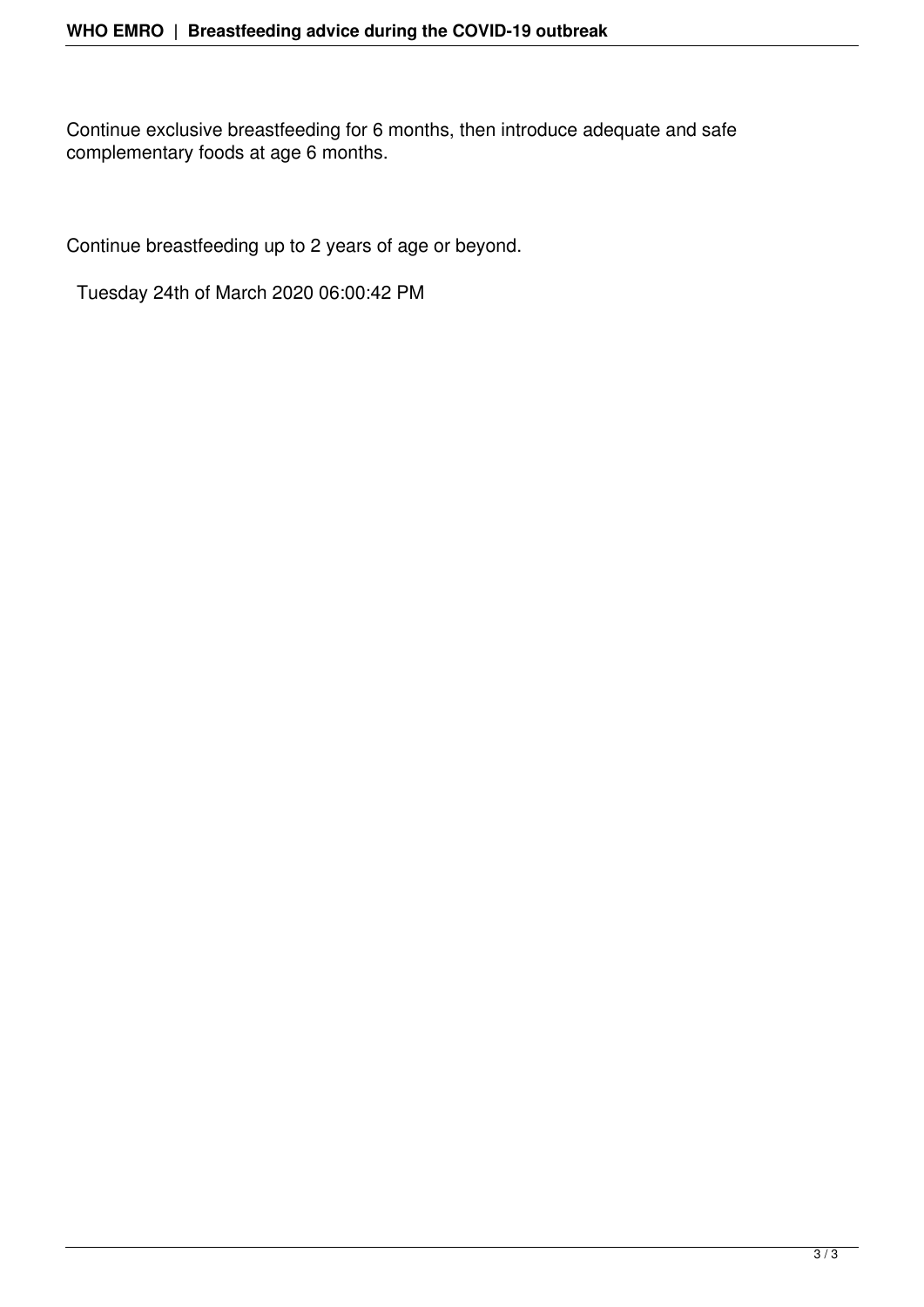Continue exclusive breastfeeding for 6 months, then introduce adequate and safe complementary foods at age 6 months.

Continue breastfeeding up to 2 years of age or beyond.

Tuesday 24th of March 2020 06:00:42 PM